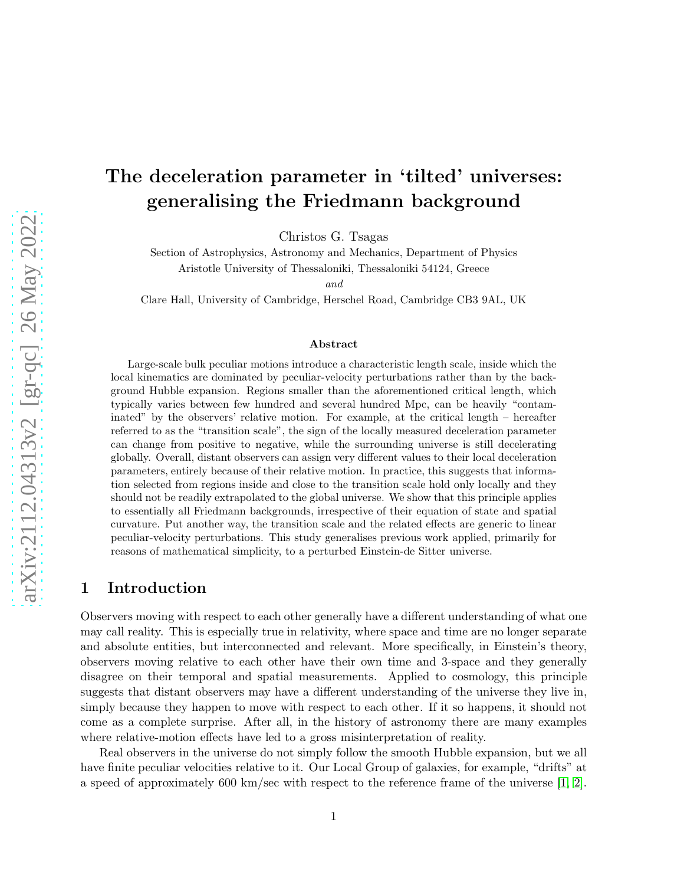# The deceleration parameter in 'tilted' universes: generalising the Friedmann background

Christos G. Tsagas

Section of Astrophysics, Astronomy and Mechanics, Department of Physics
Aristotle University of Thessaloniki, Thessaloniki 54124, Greece

*and*

Clare Hall, University of Cambridge, Herschel Road, Cambridge CB3 9AL, UK

### Abstract

Large-scale bulk peculiar motions introduce a characteristic length scale, inside which the local kinematics are dominated by peculiar-velocity perturbations rather than by the background Hubble expansion. Regions smaller than the aforementioned critical length, which typically varies between few hundred and several hundred Mpc, can be heavily "contaminated" by the observers' relative motion. For example, at the critical length – hereafter referred to as the "transition scale", the sign of the locally measured deceleration parameter can change from positive to negative, while the surrounding universe is still decelerating globally. Overall, distant observers can assign very different values to their local deceleration parameters, entirely because of their relative motion. In practice, this suggests that information selected from regions inside and close to the transition scale hold only locally and they should not be readily extrapolated to the global universe. We show that this principle applies to essentially all Friedmann backgrounds, irrespective of their equation of state and spatial curvature. Put another way, the transition scale and the related effects are generic to linear peculiar-velocity perturbations. This study generalises previous work applied, primarily for reasons of mathematical simplicity, to a perturbed Einstein-de Sitter universe.

## 1 Introduction

Observers moving with respect to each other generally have a different understanding of what one may call reality. This is especially true in relativity, where space and time are no longer separate and absolute entities, but interconnected and relevant. More specifically, in Einstein's theory, observers moving relative to each other have their own time and 3-space and they generally disagree on their temporal and spatial measurements. Applied to cosmology, this principle suggests that distant observers may have a different understanding of the universe they live in, simply because they happen to move with respect to each other. If it so happens, it should not come as a complete surprise. After all, in the history of astronomy there are many examples where relative-motion effects have led to a gross misinterpretation of reality.

Real observers in the universe do not simply follow the smooth Hubble expansion, but we all have finite peculiar velocities relative to it. Our Local Group of galaxies, for example, "drifts" at a speed of approximately 600 km/sec with respect to the reference frame of the universe [1, 2].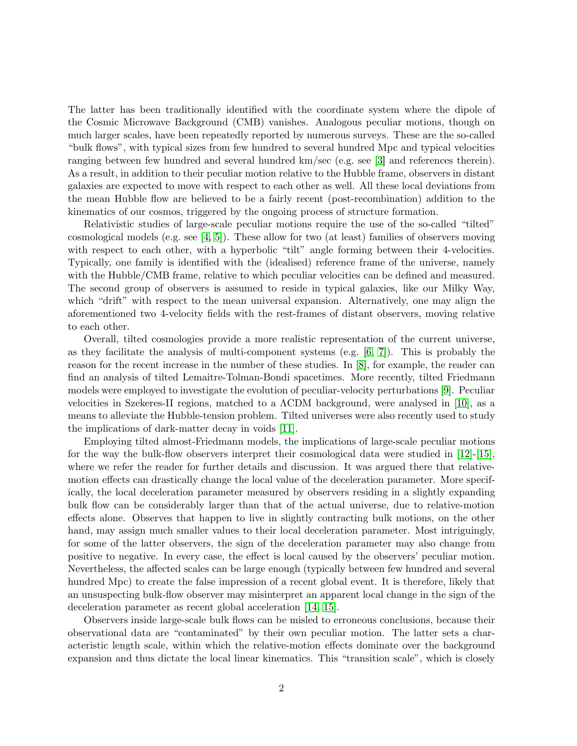The latter has been traditionally identified with the coordinate system where the dipole of the Cosmic Microwave Background (CMB) vanishes. Analogous peculiar motions, though on much larger scales, have been repeatedly reported by numerous surveys. These are the so-called "bulk flows", with typical sizes from few hundred to several hundred Mpc and typical velocities ranging between few hundred and several hundred km/sec (e.g. see [3] and references therein). As a result, in addition to their peculiar motion relative to the Hubble frame, observers in distant galaxies are expected to move with respect to each other as well. All these local deviations from the mean Hubble flow are believed to be a fairly recent (post-recombination) addition to the kinematics of our cosmos, triggered by the ongoing process of structure formation.

Relativistic studies of large-scale peculiar motions require the use of the so-called "tilted" cosmological models (e.g. see [4, 5]). These allow for two (at least) families of observers moving with respect to each other, with a hyperbolic "tilt" angle forming between their 4-velocities. Typically, one family is identified with the (idealised) reference frame of the universe, namely with the Hubble/CMB frame, relative to which peculiar velocities can be defined and measured. The second group of observers is assumed to reside in typical galaxies, like our Milky Way, which "drift" with respect to the mean universal expansion. Alternatively, one may align the aforementioned two 4-velocity fields with the rest-frames of distant observers, moving relative to each other.

Overall, tilted cosmologies provide a more realistic representation of the current universe, as they facilitate the analysis of multi-component systems (e.g. [6, 7]). This is probably the reason for the recent increase in the number of these studies. In [8], for example, the reader can find an analysis of tilted Lemaitre-Tolman-Bondi spacetimes. More recently, tilted Friedmann models were employed to investigate the evolution of peculiar-velocity perturbations [9]. Peculiar velocities in Szekeres-II regions, matched to a ΛCDM background, were analysed in [10], as a means to alleviate the Hubble-tension problem. Tilted universes were also recently used to study the implications of dark-matter decay in voids [11].

Employing tilted almost-Friedmann models, the implications of large-scale peculiar motions for the way the bulk-flow observers interpret their cosmological data were studied in [12]-[15], where we refer the reader for further details and discussion. It was argued there that relative-motion effects can drastically change the local value of the deceleration parameter. More specifically, the local deceleration parameter measured by observers residing in a slightly expanding bulk flow can be considerably larger than that of the actual universe, due to relative-motion effects alone. Observes that happen to live in slightly contracting bulk motions, on the other hand, may assign much smaller values to their local deceleration parameter. Most intriguingly, for some of the latter observers, the sign of the deceleration parameter may also change from positive to negative. In every case, the effect is local caused by the observers' peculiar motion. Nevertheless, the affected scales can be large enough (typically between few hundred and several hundred Mpc) to create the false impression of a recent global event. It is therefore, likely that an unsuspecting bulk-flow observer may misinterpret an apparent local change in the sign of the deceleration parameter as recent global acceleration [14, 15].

Observers inside large-scale bulk flows can be misled to erroneous conclusions, because their observational data are "contaminated" by their own peculiar motion. The latter sets a characteristic length scale, within which the relative-motion effects dominate over the background expansion and thus dictate the local linear kinematics. This "transition scale", which is closely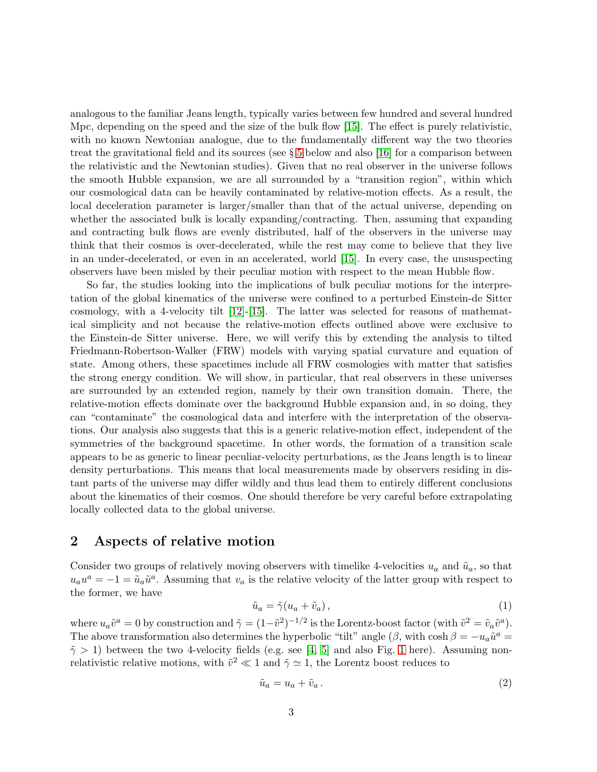analogous to the familiar Jeans length, typically varies between few hundred and several hundred Mpc, depending on the speed and the size of the bulk flow [15]. The effect is purely relativistic, with no known Newtonian analogue, due to the fundamentally different way the two theories treat the gravitational field and its sources (see § 5 below and also [16] for a comparison between the relativistic and the Newtonian studies). Given that no real observer in the universe follows the smooth Hubble expansion, we are all surrounded by a "transition region", within which our cosmological data can be heavily contaminated by relative-motion effects. As a result, the local deceleration parameter is larger/smaller than that of the actual universe, depending on whether the associated bulk is locally expanding/contracting. Then, assuming that expanding and contracting bulk flows are evenly distributed, half of the observers in the universe may think that their cosmos is over-decelerated, while the rest may come to believe that they live in an under-decelerated, or even in an accelerated, world [15]. In every case, the unsuspecting observers have been misled by their peculiar motion with respect to the mean Hubble flow.

So far, the studies looking into the implications of bulk peculiar motions for the interpretation of the global kinematics of the universe were confined to a perturbed Einstein-de Sitter cosmology, with a 4-velocity tilt [12]-[15]. The latter was selected for reasons of mathematical simplicity and not because the relative-motion effects outlined above were exclusive to the Einstein-de Sitter universe. Here, we will verify this by extending the analysis to tilted Friedmann-Robertson-Walker (FRW) models with varying spatial curvature and equation of state. Among others, these spacetimes include all FRW cosmologies with matter that satisfies the strong energy condition. We will show, in particular, that real observers in these universes are surrounded by an extended region, namely by their own transition domain. There, the relative-motion effects dominate over the background Hubble expansion and, in so doing, they can "contaminate" the cosmological data and interfere with the interpretation of the observations. Our analysis also suggests that this is a generic relative-motion effect, independent of the symmetries of the background spacetime. In other words, the formation of a transition scale appears to be as generic to linear peculiar-velocity perturbations, as the Jeans length is to linear density perturbations. This means that local measurements made by observers residing in distant parts of the universe may differ wildly and thus lead them to entirely different conclusions about the kinematics of their cosmos. One should therefore be very careful before extrapolating locally collected data to the global universe.

## 2 Aspects of relative motion

Consider two groups of relatively moving observers with timelike 4-velocities $u_a$ and $\tilde{u}_a$, so that $u_au^a = -1 = \tilde{u}_a\tilde{u}^a$. Assuming that $v_a$ is the relative velocity of the latter group with respect to the former, we have

$$\tilde{u}_a = \tilde{\gamma}(u_a + \tilde{v}_a)\,, \tag{1}$$

where $u_a\tilde{v}^a = 0$ by construction and $\tilde{\gamma} = (1-\tilde{v}^2)^{-1/2}$ is the Lorentz-boost factor (with $\tilde{v}^2 = \tilde{v}_a\tilde{v}^a$). The above transformation also determines the hyperbolic "tilt" angle ($\beta$, with $\cosh\beta = -u_a\tilde{u}^a = \tilde{\gamma} > 1$) between the two 4-velocity fields (e.g. see [4, 5] and also Fig. 1 here). Assuming non-relativistic relative motions, with $\tilde{v}^2 \ll 1$ and $\tilde{\gamma} \simeq 1$, the Lorentz boost reduces to

$$\tilde{u}_a = u_a + \tilde{v}_a\,. \tag{2}$$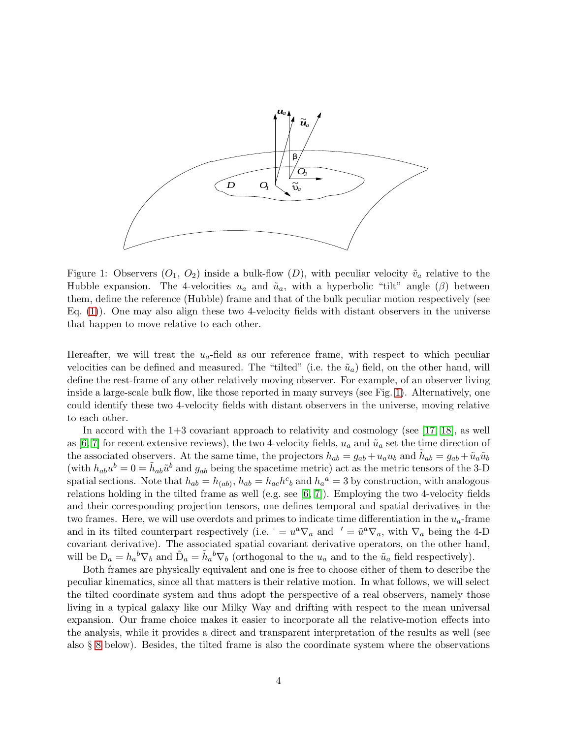Figure 1: Observers ($O_1$, $O_2$) inside a bulk-flow ($D$), with peculiar velocity $\tilde{v}_a$ relative to the Hubble expansion. The 4-velocities $u_a$ and $\tilde{u}_a$, with a hyperbolic "tilt" angle ($\beta$) between them, define the reference (Hubble) frame and that of the bulk peculiar motion respectively (see Eq. (1)). One may also align these two 4-velocity fields with distant observers in the universe that happen to move relative to each other.

Hereafter, we will treat the $u_a$-field as our reference frame, with respect to which peculiar velocities can be defined and measured. The "tilted" (i.e. the $\tilde{u}_a$) field, on the other hand, will define the rest-frame of any other relatively moving observer. For example, of an observer living inside a large-scale bulk flow, like those reported in many surveys (see Fig. 1). Alternatively, one could identify these two 4-velocity fields with distant observers in the universe, moving relative to each other.

In accord with the 1+3 covariant approach to relativity and cosmology (see [17, 18], as well as [6, 7] for recent extensive reviews), the two 4-velocity fields, $u_a$ and $\tilde{u}_a$ set the time direction of the associated observers. At the same time, the projectors $h_{ab} = g_{ab} + u_a u_b$ and $\tilde{h}_{ab} = g_{ab} + \tilde{u}_a \tilde{u}_b$ (with $h_{ab}u^b = 0 = \tilde{h}_{ab}\tilde{u}^b$ and $g_{ab}$ being the spacetime metric) act as the metric tensors of the 3-D spatial sections. Note that $h_{ab} = h_{(ab)}$, $h_{ab} = h_{ac}h^c{}_b$ and $h_a{}^a = 3$ by construction, with analogous relations holding in the tilted frame as well (e.g. see [6, 7]). Employing the two 4-velocity fields and their corresponding projection tensors, one defines temporal and spatial derivatives in the two frames. Here, we will use overdots and primes to indicate time differentiation in the $u_a$-frame and in its tilted counterpart respectively (i.e. $^{\cdot} = u^a\nabla_a$ and $' = \tilde{u}^a\nabla_a$, with $\nabla_a$ being the 4-D covariant derivative). The associated spatial covariant derivative operators, on the other hand, will be $\mathrm{D}_a = h_a{}^b\nabla_b$ and $\tilde{\mathrm{D}}_a = \tilde{h}_a{}^b\nabla_b$ (orthogonal to the $u_a$ and to the $\tilde{u}_a$ field respectively).

Both frames are physically equivalent and one is free to choose either of them to describe the peculiar kinematics, since all that matters is their relative motion. In what follows, we will select the tilted coordinate system and thus adopt the perspective of a real observers, namely those living in a typical galaxy like our Milky Way and drifting with respect to the mean universal expansion. Our frame choice makes it easier to incorporate all the relative-motion effects into the analysis, while it provides a direct and transparent interpretation of the results as well (see also § 8 below). Besides, the tilted frame is also the coordinate system where the observations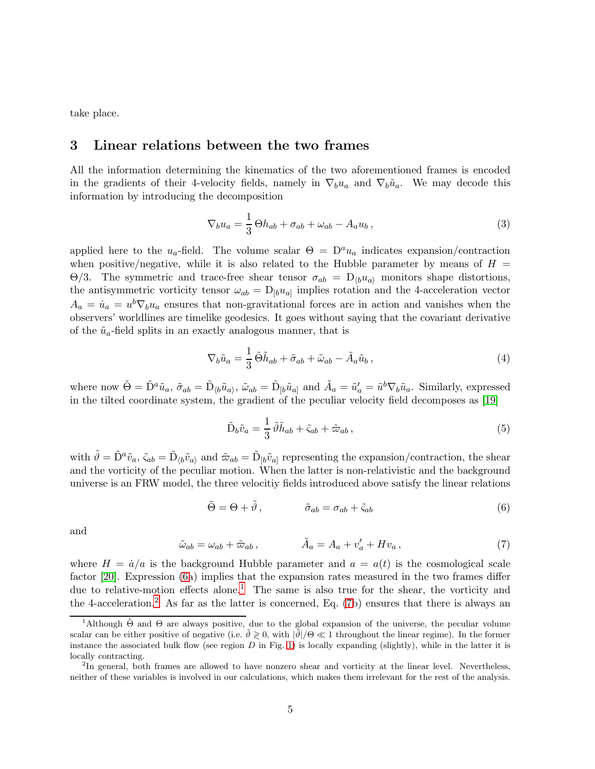take place.

## 3 Linear relations between the two frames

All the information determining the kinematics of the two aforementioned frames is encoded in the gradients of their 4-velocity fields, namely in $\nabla_b u_a$ and $\nabla_b \tilde{u}_a$. We may decode this information by introducing the decomposition

$$\nabla_b u_a = \frac{1}{3}\,\Theta h_{ab} + \sigma_{ab} + \omega_{ab} - A_a u_b\,, \tag{3}$$

applied here to the $u_a$-field. The volume scalar $\Theta = \mathrm{D}^a u_a$ indicates expansion/contraction when positive/negative, while it is also related to the Hubble parameter by means of $H = \Theta/3$. The symmetric and trace-free shear tensor $\sigma_{ab} = \mathrm{D}_{\langle b}u_{a\rangle}$ monitors shape distortions, the antisymmetric vorticity tensor $\omega_{ab} = \mathrm{D}_{[b}u_{a]}$ implies rotation and the 4-acceleration vector $A_a = \dot{u}_a = u^b\nabla_b u_a$ ensures that non-gravitational forces are in action and vanishes when the observers' worldlines are timelike geodesics. It goes without saying that the covariant derivative of the $\tilde{u}_a$-field splits in an exactly analogous manner, that is

$$\nabla_b \tilde{u}_a = \frac{1}{3}\,\tilde{\Theta}\tilde{h}_{ab} + \tilde{\sigma}_{ab} + \tilde{\omega}_{ab} - \tilde{A}_a \tilde{u}_b\,, \tag{4}$$

where now $\tilde{\Theta} = \tilde{\mathrm{D}}^a\tilde{u}_a$, $\tilde{\sigma}_{ab} = \tilde{\mathrm{D}}_{\langle b}\tilde{u}_{a\rangle}$, $\tilde{\omega}_{ab} = \tilde{\mathrm{D}}_{[b}\tilde{u}_{a]}$ and $\tilde{A}_a = \tilde{u}_a' = \tilde{u}^b\nabla_b\tilde{u}_a$. Similarly, expressed in the tilted coordinate system, the gradient of the peculiar velocity field decomposes as [19]

$$\tilde{\mathrm{D}}_b\tilde{v}_a = \frac{1}{3}\,\tilde{\vartheta}\tilde{h}_{ab} + \tilde{\varsigma}_{ab} + \tilde{\varpi}_{ab}\,, \tag{5}$$

with $\tilde{\vartheta} = \tilde{\mathrm{D}}^a\tilde{v}_a$, $\tilde{\varsigma}_{ab} = \tilde{\mathrm{D}}_{\langle b}\tilde{v}_{a\rangle}$ and $\tilde{\varpi}_{ab} = \tilde{\mathrm{D}}_{[b}\tilde{v}_{a]}$ representing the expansion/contraction, the shear and the vorticity of the peculiar motion. When the latter is non-relativistic and the background universe is an FRW model, the three velocitiy fields introduced above satisfy the linear relations

$$\tilde{\Theta} = \Theta + \tilde{\vartheta}\,, \qquad\qquad \tilde{\sigma}_{ab} = \sigma_{ab} + \tilde{\varsigma}_{ab} \tag{6}$$

and

$$\tilde{\omega}_{ab} = \omega_{ab} + \tilde{\varpi}_{ab}\,, \qquad\qquad \tilde{A}_a = A_a + v_a' + Hv_a\,, \tag{7}$$

where $H = \dot{a}/a$ is the background Hubble parameter and $a = a(t)$ is the cosmological scale factor [20]. Expression (6a) implies that the expansion rates measured in the two frames differ due to relative-motion effects alone.[1] The same is also true for the shear, the vorticity and the 4-acceleration.[2] As far as the latter is concerned, Eq. (7b) ensures that there is always an

[1] Although $\tilde{\Theta}$ and $\Theta$ are always positive, due to the global expansion of the universe, the peculiar volume scalar can be either positive of negative (i.e. $\tilde{\vartheta} \gtrless 0$, with $|\tilde{\vartheta}|/\Theta \ll 1$ throughout the linear regime). In the former instance the associated bulk flow (see region $D$ in Fig. 1) is locally expanding (slightly), while in the latter it is locally contracting.

[2] In general, both frames are allowed to have nonzero shear and vorticity at the linear level. Nevertheless, neither of these variables is involved in our calculations, which makes them irrelevant for the rest of the analysis.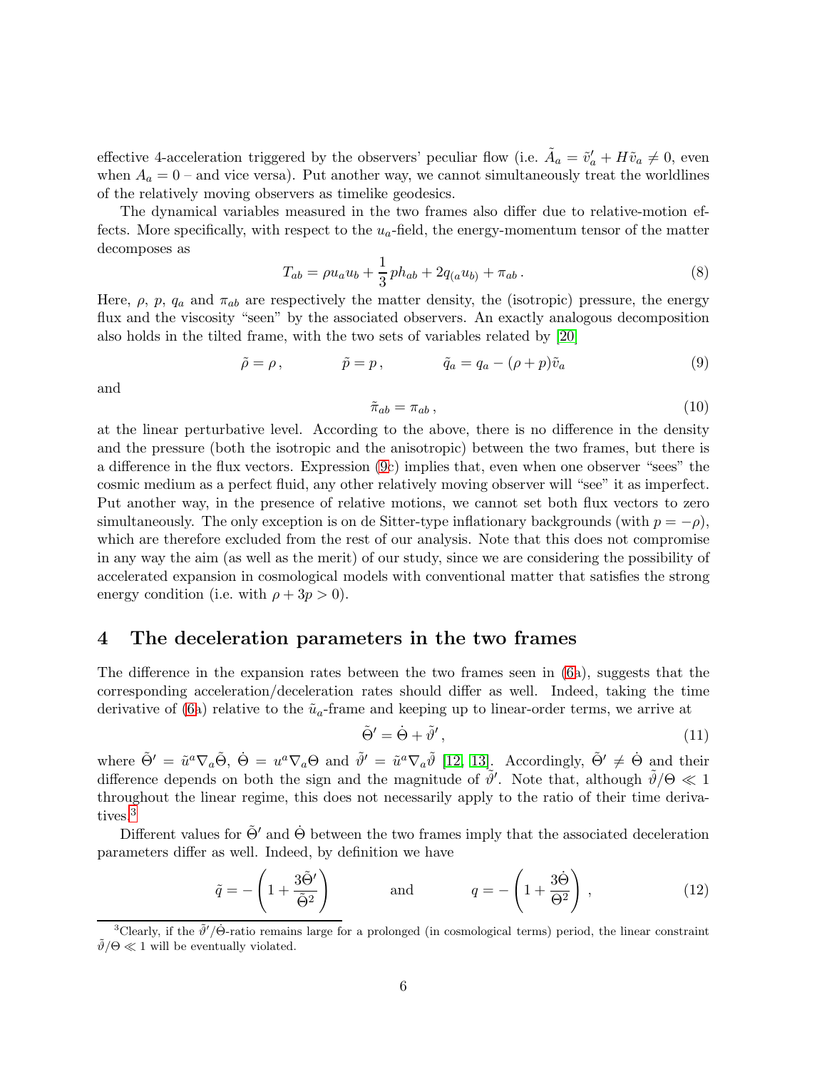effective 4-acceleration triggered by the observers' peculiar flow (i.e. $\tilde{A}_a = \tilde{v}'_a + H\tilde{v}_a \neq 0$, even when $A_a = 0$ – and vice versa). Put another way, we cannot simultaneously treat the worldlines of the relatively moving observers as timelike geodesics.

The dynamical variables measured in the two frames also differ due to relative-motion effects. More specifically, with respect to the $u_a$-field, the energy-momentum tensor of the matter decomposes as

$$T_{ab} = \rho u_a u_b + \frac{1}{3}\, p h_{ab} + 2q_{(a}u_{b)} + \pi_{ab}\,. \tag{8}$$

Here, $\rho$, $p$, $q_a$ and $\pi_{ab}$ are respectively the matter density, the (isotropic) pressure, the energy flux and the viscosity "seen" by the associated observers. An exactly analogous decomposition also holds in the tilted frame, with the two sets of variables related by [20]

$$\tilde{\rho} = \rho\,, \qquad \tilde{p} = p\,, \qquad \tilde{q}_a = q_a - (\rho + p)\tilde{v}_a \tag{9}$$

and

$$\tilde{\pi}_{ab} = \pi_{ab}\,, \tag{10}$$

at the linear perturbative level. According to the above, there is no difference in the density and the pressure (both the isotropic and the anisotropic) between the two frames, but there is a difference in the flux vectors. Expression (9c) implies that, even when one observer "sees" the cosmic medium as a perfect fluid, any other relatively moving observer will "see" it as imperfect. Put another way, in the presence of relative motions, we cannot set both flux vectors to zero simultaneously. The only exception is on de Sitter-type inflationary backgrounds (with $p = -\rho$), which are therefore excluded from the rest of our analysis. Note that this does not compromise in any way the aim (as well as the merit) of our study, since we are considering the possibility of accelerated expansion in cosmological models with conventional matter that satisfies the strong energy condition (i.e. with $\rho + 3p > 0$).

## 4 The deceleration parameters in the two frames

The difference in the expansion rates between the two frames seen in (6a), suggests that the corresponding acceleration/deceleration rates should differ as well. Indeed, taking the time derivative of (6a) relative to the $\tilde{u}_a$-frame and keeping up to linear-order terms, we arrive at

$$\tilde{\Theta}' = \dot{\Theta} + \tilde{\vartheta}'\,, \tag{11}$$

where $\tilde{\Theta}' = \tilde{u}^a\nabla_a\tilde{\Theta}$, $\dot{\Theta} = u^a\nabla_a\Theta$ and $\tilde{\vartheta}' = \tilde{u}^a\nabla_a\tilde{\vartheta}$ [12, 13]. Accordingly, $\tilde{\Theta}' \neq \dot{\Theta}$ and their difference depends on both the sign and the magnitude of $\tilde{\vartheta}'$. Note that, although $\tilde{\vartheta}/\Theta \ll 1$ throughout the linear regime, this does not necessarily apply to the ratio of their time derivatives.[3]

Different values for $\tilde{\Theta}'$ and $\dot{\Theta}$ between the two frames imply that the associated deceleration parameters differ as well. Indeed, by definition we have

$$\tilde{q} = -\left(1 + \frac{3\tilde{\Theta}'}{\tilde{\Theta}^2}\right) \qquad \text{and} \qquad q = -\left(1 + \frac{3\dot{\Theta}}{\Theta^2}\right)\,, \tag{12}$$

[3] Clearly, if the $\tilde{\vartheta}'/\dot{\Theta}$-ratio remains large for a prolonged (in cosmological terms) period, the linear constraint $\tilde{\vartheta}/\Theta \ll 1$ will be eventually violated.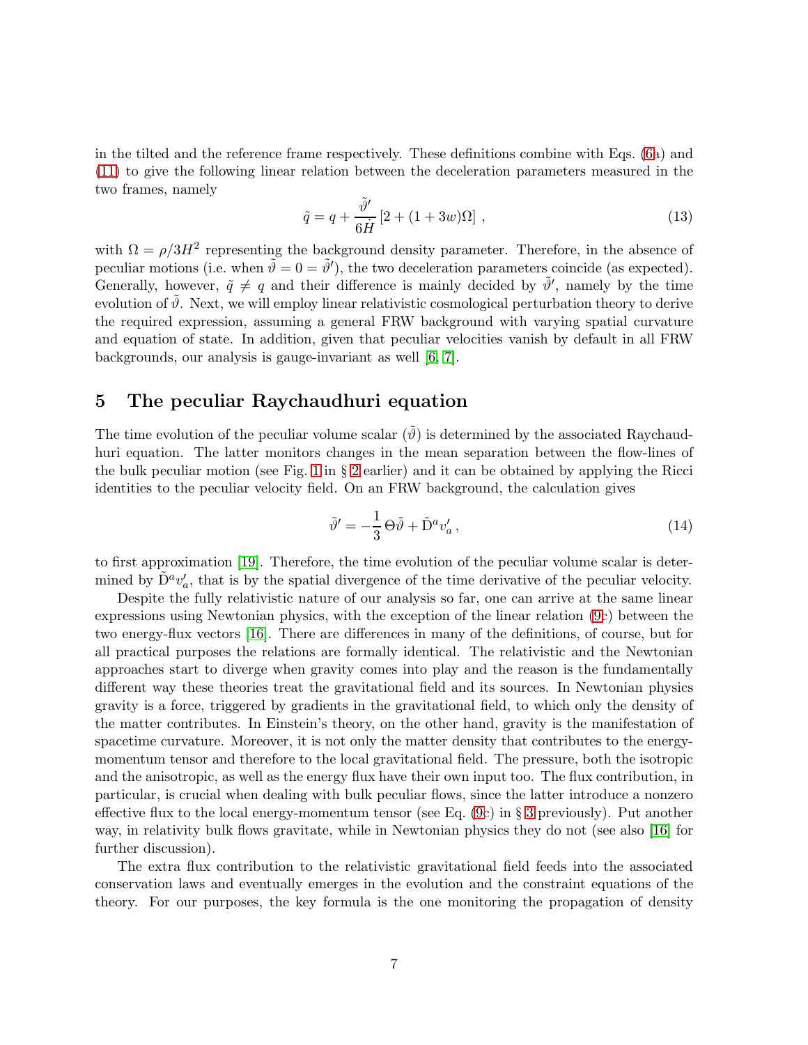in the tilted and the reference frame respectively. These definitions combine with Eqs. (6a) and (11) to give the following linear relation between the deceleration parameters measured in the two frames, namely

$$\tilde{q} = q + \frac{\tilde{\vartheta}^{\prime}}{6\dot{H}}\left[2 + (1+3w)\Omega\right] \,, \tag{13}$$

with $\Omega = \rho/3H^2$ representing the background density parameter. Therefore, in the absence of peculiar motions (i.e. when $\tilde{\vartheta} = 0 = \tilde{\vartheta}^{\prime}$), the two deceleration parameters coincide (as expected). Generally, however, $\tilde{q} \neq q$ and their difference is mainly decided by $\tilde{\vartheta}^{\prime}$, namely by the time evolution of $\tilde{\vartheta}$. Next, we will employ linear relativistic cosmological perturbation theory to derive the required expression, assuming a general FRW background with varying spatial curvature and equation of state. In addition, given that peculiar velocities vanish by default in all FRW backgrounds, our analysis is gauge-invariant as well [6, 7].

## 5 The peculiar Raychaudhuri equation

The time evolution of the peculiar volume scalar ($\tilde{\vartheta}$) is determined by the associated Raychaudhuri equation. The latter monitors changes in the mean separation between the flow-lines of the bulk peculiar motion (see Fig. 1 in § 2 earlier) and it can be obtained by applying the Ricci identities to the peculiar velocity field. On an FRW background, the calculation gives

$$\tilde{\vartheta}^{\prime} = -\frac{1}{3}\,\Theta\tilde{\vartheta} + \tilde{\mathrm{D}}^a v_a^{\prime} \,, \tag{14}$$

to first approximation [19]. Therefore, the time evolution of the peculiar volume scalar is determined by $\tilde{\mathrm{D}}^a v_a^{\prime}$, that is by the spatial divergence of the time derivative of the peculiar velocity.

Despite the fully relativistic nature of our analysis so far, one can arrive at the same linear expressions using Newtonian physics, with the exception of the linear relation (9c) between the two energy-flux vectors [16]. There are differences in many of the definitions, of course, but for all practical purposes the relations are formally identical. The relativistic and the Newtonian approaches start to diverge when gravity comes into play and the reason is the fundamentally different way these theories treat the gravitational field and its sources. In Newtonian physics gravity is a force, triggered by gradients in the gravitational field, to which only the density of the matter contributes. In Einstein's theory, on the other hand, gravity is the manifestation of spacetime curvature. Moreover, it is not only the matter density that contributes to the energy-momentum tensor and therefore to the local gravitational field. The pressure, both the isotropic and the anisotropic, as well as the energy flux have their own input too. The flux contribution, in particular, is crucial when dealing with bulk peculiar flows, since the latter introduce a nonzero effective flux to the local energy-momentum tensor (see Eq. (9c) in § 3 previously). Put another way, in relativity bulk flows gravitate, while in Newtonian physics they do not (see also [16] for further discussion).

The extra flux contribution to the relativistic gravitational field feeds into the associated conservation laws and eventually emerges in the evolution and the constraint equations of the theory. For our purposes, the key formula is the one monitoring the propagation of density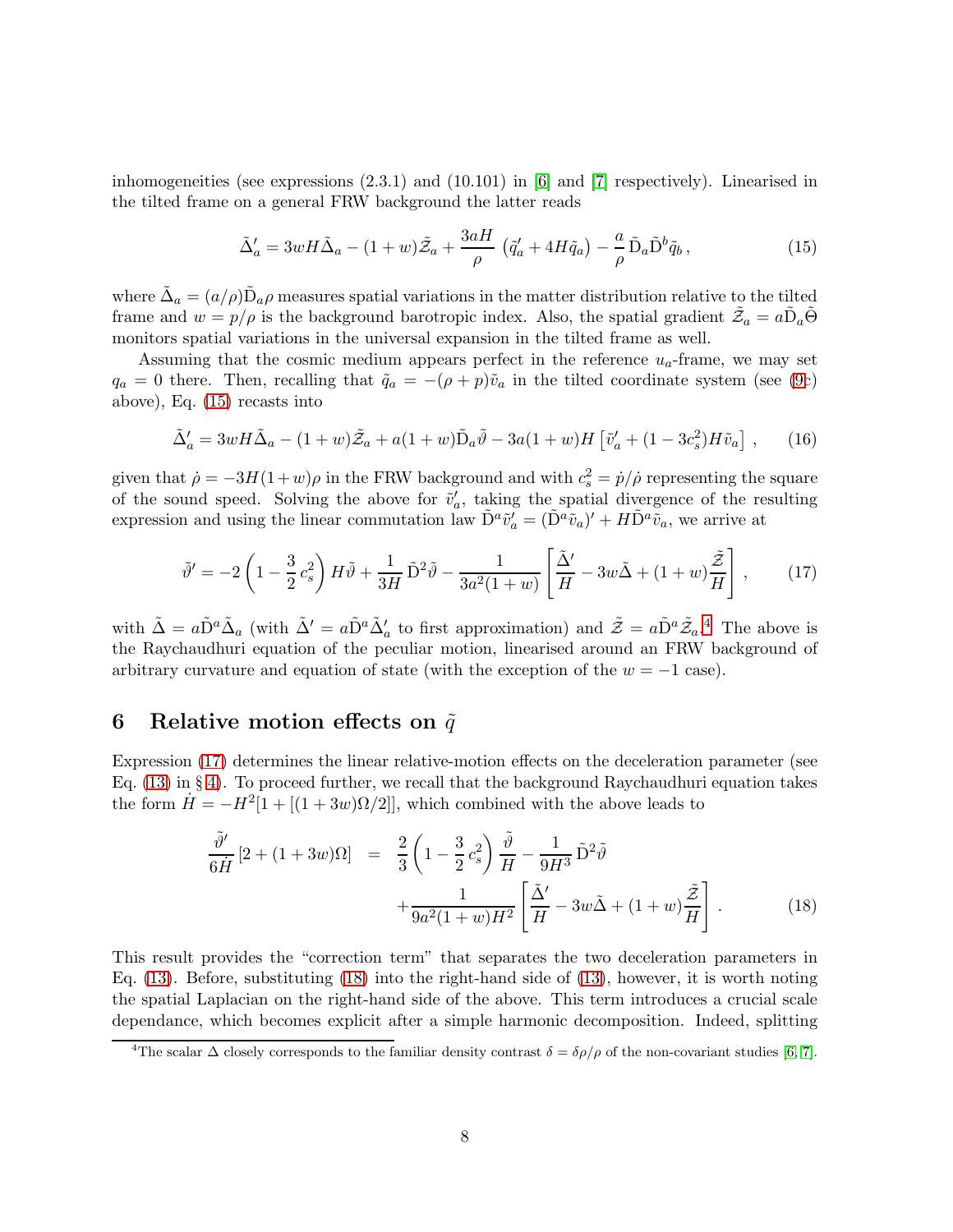inhomogeneities (see expressions (2.3.1) and (10.101) in [6] and [7] respectively). Linearised in the tilted frame on a general FRW background the latter reads

$$\tilde{\Delta}_a' = 3wH\tilde{\Delta}_a - (1+w)\tilde{\mathcal{Z}}_a + \frac{3aH}{\rho}\left(\tilde{q}_a' + 4H\tilde{q}_a\right) - \frac{a}{\rho}\,\tilde{\mathrm{D}}_a\tilde{\mathrm{D}}^b\tilde{q}_b\,, \tag{15}$$

where $\tilde{\Delta}_a = (a/\rho)\tilde{\mathrm{D}}_a\rho$ measures spatial variations in the matter distribution relative to the tilted frame and $w = p/\rho$ is the background barotropic index. Also, the spatial gradient $\tilde{\mathcal{Z}}_a = a\tilde{\mathrm{D}}_a\tilde{\Theta}$ monitors spatial variations in the universal expansion in the tilted frame as well.

Assuming that the cosmic medium appears perfect in the reference $u_a$-frame, we may set $q_a = 0$ there. Then, recalling that $\tilde{q}_a = -(\rho+p)\tilde{v}_a$ in the tilted coordinate system (see (9c) above), Eq. (15) recasts into

$$\tilde{\Delta}_a' = 3wH\tilde{\Delta}_a - (1+w)\tilde{\mathcal{Z}}_a + a(1+w)\tilde{\mathrm{D}}_a\tilde{\vartheta} - 3a(1+w)H\left[\tilde{v}_a' + (1-3c_s^2)H\tilde{v}_a\right]\,, \tag{16}$$

given that $\dot{\rho} = -3H(1+w)\rho$ in the FRW background and with $c_s^2 = \dot{p}/\dot{\rho}$ representing the square of the sound speed. Solving the above for $\tilde{v}_a'$, taking the spatial divergence of the resulting expression and using the linear commutation law $\tilde{\mathrm{D}}^a\tilde{v}_a' = (\tilde{\mathrm{D}}^a\tilde{v}_a)' + H\tilde{\mathrm{D}}^a\tilde{v}_a$, we arrive at

$$\tilde{\vartheta}' = -2\left(1 - \frac{3}{2}\,c_s^2\right)H\tilde{\vartheta} + \frac{1}{3H}\,\tilde{\mathrm{D}}^2\tilde{\vartheta} - \frac{1}{3a^2(1+w)}\left[\frac{\tilde{\Delta}'}{H} - 3w\tilde{\Delta} + (1+w)\frac{\tilde{\mathcal{Z}}}{H}\right]\,, \tag{17}$$

with $\tilde{\Delta} = a\tilde{\mathrm{D}}^a\tilde{\Delta}_a$ (with $\tilde{\Delta}' = a\tilde{\mathrm{D}}^a\tilde{\Delta}_a'$ to first approximation) and $\tilde{\mathcal{Z}} = a\tilde{\mathrm{D}}^a\tilde{\mathcal{Z}}_a$.[4] The above is the Raychaudhuri equation of the peculiar motion, linearised around an FRW background of arbitrary curvature and equation of state (with the exception of the $w = -1$ case).

## 6 Relative motion effects on $\tilde{q}$

Expression (17) determines the linear relative-motion effects on the deceleration parameter (see Eq. (13) in § 4). To proceed further, we recall that the background Raychaudhuri equation takes the form $\dot{H} = -H^2[1 + [(1+3w)\Omega/2]]$, which combined with the above leads to

$$\begin{aligned}\frac{\tilde{\vartheta}'}{6\dot{H}}\left[2 + (1+3w)\Omega\right] &= \frac{2}{3}\left(1 - \frac{3}{2}\,c_s^2\right)\frac{\tilde{\vartheta}}{H} - \frac{1}{9H^3}\,\tilde{\mathrm{D}}^2\tilde{\vartheta} \\ &\quad + \frac{1}{9a^2(1+w)H^2}\left[\frac{\tilde{\Delta}'}{H} - 3w\tilde{\Delta} + (1+w)\frac{\tilde{\mathcal{Z}}}{H}\right]\,. \end{aligned} \tag{18}$$

This result provides the "correction term" that separates the two deceleration parameters in Eq. (13). Before, substituting (18) into the right-hand side of (13), however, it is worth noting the spatial Laplacian on the right-hand side of the above. This term introduces a crucial scale dependance, which becomes explicit after a simple harmonic decomposition. Indeed, splitting

[4] The scalar $\Delta$ closely corresponds to the familiar density contrast $\delta = \delta\rho/\rho$ of the non-covariant studies [6, 7].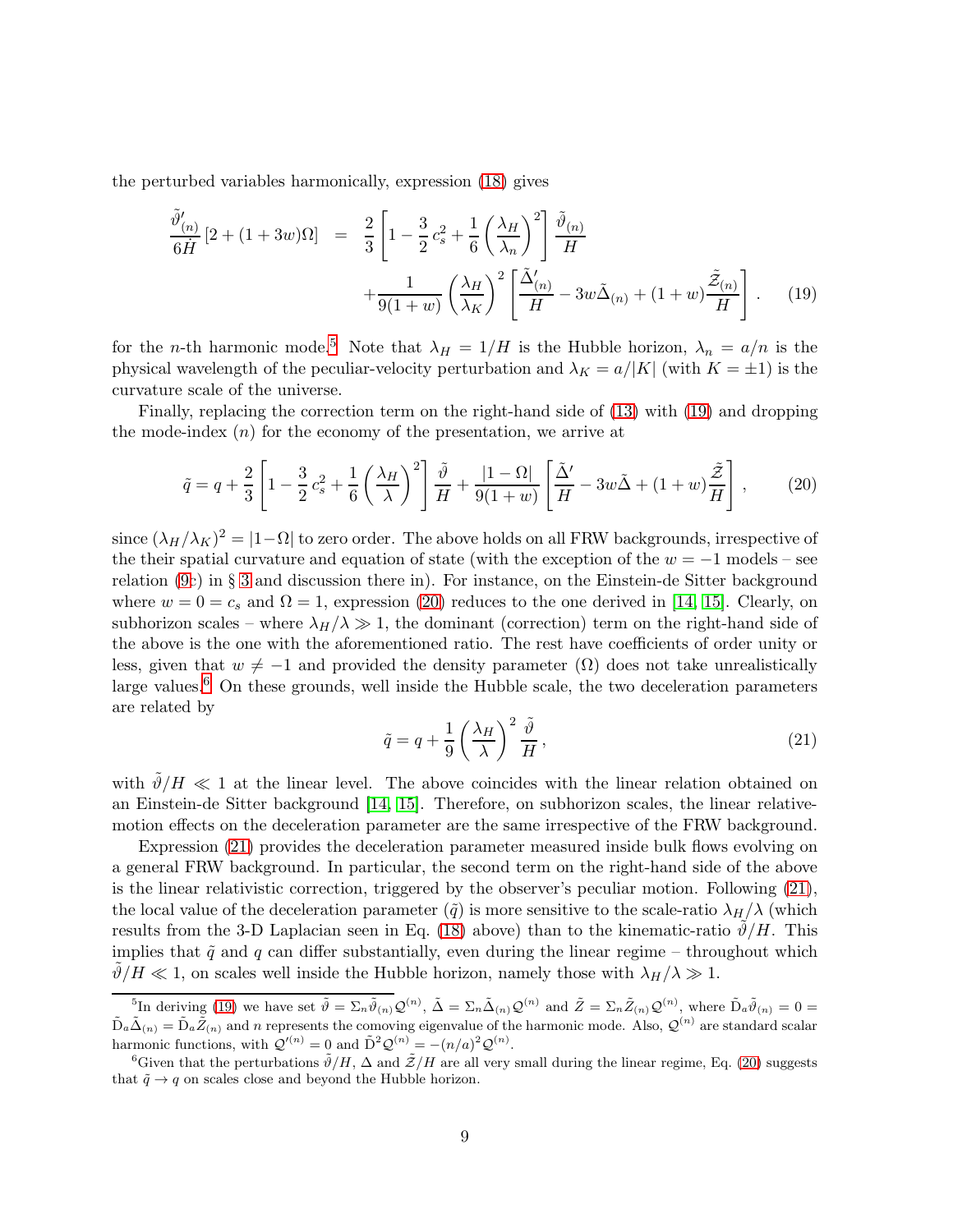the perturbed variables harmonically, expression (18) gives

$$\frac{\tilde{\vartheta}'_{(n)}}{6\dot{H}}\left[2+(1+3w)\Omega\right] = \frac{2}{3}\left[1-\frac{3}{2}\,c_s^2+\frac{1}{6}\left(\frac{\lambda_H}{\lambda_n}\right)^2\right]\frac{\tilde{\vartheta}_{(n)}}{H} + \frac{1}{9(1+w)}\left(\frac{\lambda_H}{\lambda_K}\right)^2\left[\frac{\tilde{\Delta}'_{(n)}}{H}-3w\tilde{\Delta}_{(n)}+(1+w)\frac{\tilde{\mathcal{Z}}_{(n)}}{H}\right]. \tag{19}$$

for the $n$-th harmonic mode.[5] Note that $\lambda_H = 1/H$ is the Hubble horizon, $\lambda_n = a/n$ is the physical wavelength of the peculiar-velocity perturbation and $\lambda_K = a/|K|$ (with $K = \pm 1$) is the curvature scale of the universe.

Finally, replacing the correction term on the right-hand side of (13) with (19) and dropping the mode-index $(n)$ for the economy of the presentation, we arrive at

$$\tilde{q} = q + \frac{2}{3}\left[1-\frac{3}{2}\,c_s^2+\frac{1}{6}\left(\frac{\lambda_H}{\lambda}\right)^2\right]\frac{\tilde{\vartheta}}{H} + \frac{|1-\Omega|}{9(1+w)}\left[\frac{\tilde{\Delta}'}{H}-3w\tilde{\Delta}+(1+w)\frac{\tilde{\mathcal{Z}}}{H}\right], \tag{20}$$

since $(\lambda_H/\lambda_K)^2 = |1-\Omega|$ to zero order. The above holds on all FRW backgrounds, irrespective of the their spatial curvature and equation of state (with the exception of the $w = -1$ models – see relation (9c) in § 3 and discussion there in). For instance, on the Einstein-de Sitter background where $w = 0 = c_s$ and $\Omega = 1$, expression (20) reduces to the one derived in [14, 15]. Clearly, on subhorizon scales – where $\lambda_H/\lambda \gg 1$, the dominant (correction) term on the right-hand side of the above is the one with the aforementioned ratio. The rest have coefficients of order unity or less, given that $w \neq -1$ and provided the density parameter $(\Omega)$ does not take unrealistically large values.[6] On these grounds, well inside the Hubble scale, the two deceleration parameters are related by

$$\tilde{q} = q + \frac{1}{9}\left(\frac{\lambda_H}{\lambda}\right)^2\frac{\tilde{\vartheta}}{H}, \tag{21}$$

with $\tilde{\vartheta}/H \ll 1$ at the linear level. The above coincides with the linear relation obtained on an Einstein-de Sitter background [14, 15]. Therefore, on subhorizon scales, the linear relative-motion effects on the deceleration parameter are the same irrespective of the FRW background.

Expression (21) provides the deceleration parameter measured inside bulk flows evolving on a general FRW background. In particular, the second term on the right-hand side of the above is the linear relativistic correction, triggered by the observer's peculiar motion. Following (21), the local value of the deceleration parameter $(\tilde{q})$ is more sensitive to the scale-ratio $\lambda_H/\lambda$ (which results from the 3-D Laplacian seen in Eq. (18) above) than to the kinematic-ratio $\tilde{\vartheta}/H$. This implies that $\tilde{q}$ and $q$ can differ substantially, even during the linear regime – throughout which $\tilde{\vartheta}/H \ll 1$, on scales well inside the Hubble horizon, namely those with $\lambda_H/\lambda \gg 1$.

---

[5] In deriving (19) we have set $\tilde{\vartheta} = \Sigma_n\tilde{\vartheta}_{(n)}\mathcal{Q}^{(n)}$, $\tilde{\Delta} = \Sigma_n\tilde{\Delta}_{(n)}\mathcal{Q}^{(n)}$ and $\tilde{Z} = \Sigma_n\tilde{Z}_{(n)}\mathcal{Q}^{(n)}$, where $\tilde{\mathrm{D}}_a\tilde{\vartheta}_{(n)} = 0 = \tilde{\mathrm{D}}_a\tilde{\Delta}_{(n)} = \tilde{\mathrm{D}}_a\tilde{Z}_{(n)}$ and $n$ represents the comoving eigenvalue of the harmonic mode. Also, $\mathcal{Q}^{(n)}$ are standard scalar harmonic functions, with $\mathcal{Q}'^{(n)} = 0$ and $\tilde{\mathrm{D}}^2\mathcal{Q}^{(n)} = -(n/a)^2\mathcal{Q}^{(n)}$.

[6] Given that the perturbations $\tilde{\vartheta}/H$, $\Delta$ and $\tilde{\mathcal{Z}}/H$ are all very small during the linear regime, Eq. (20) suggests that $\tilde{q} \to q$ on scales close and beyond the Hubble horizon.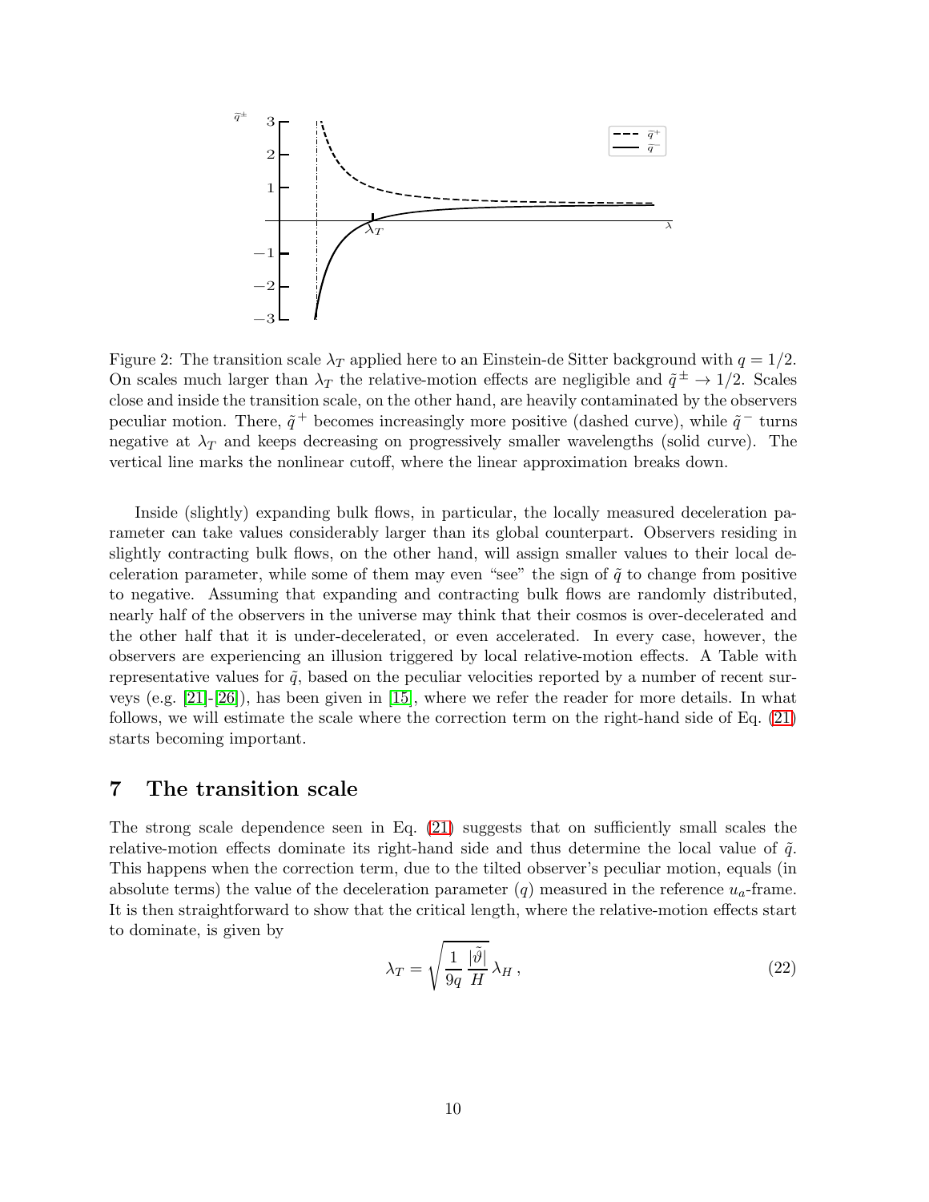Figure 2: The transition scale $\lambda_T$ applied here to an Einstein-de Sitter background with $q = 1/2$. On scales much larger than $\lambda_T$ the relative-motion effects are negligible and $\tilde{q}^{\pm} \rightarrow 1/2$. Scales close and inside the transition scale, on the other hand, are heavily contaminated by the observers peculiar motion. There, $\tilde{q}^+$ becomes increasingly more positive (dashed curve), while $\tilde{q}^-$ turns negative at $\lambda_T$ and keeps decreasing on progressively smaller wavelengths (solid curve). The vertical line marks the nonlinear cutoff, where the linear approximation breaks down.

Inside (slightly) expanding bulk flows, in particular, the locally measured deceleration parameter can take values considerably larger than its global counterpart. Observers residing in slightly contracting bulk flows, on the other hand, will assign smaller values to their local deceleration parameter, while some of them may even "see" the sign of $\tilde{q}$ to change from positive to negative. Assuming that expanding and contracting bulk flows are randomly distributed, nearly half of the observers in the universe may think that their cosmos is over-decelerated and the other half that it is under-decelerated, or even accelerated. In every case, however, the observers are experiencing an illusion triggered by local relative-motion effects. A Table with representative values for $\tilde{q}$, based on the peculiar velocities reported by a number of recent surveys (e.g. [21]-[26]), has been given in [15], where we refer the reader for more details. In what follows, we will estimate the scale where the correction term on the right-hand side of Eq. (21) starts becoming important.

## 7 The transition scale

The strong scale dependence seen in Eq. (21) suggests that on sufficiently small scales the relative-motion effects dominate its right-hand side and thus determine the local value of $\tilde{q}$. This happens when the correction term, due to the tilted observer's peculiar motion, equals (in absolute terms) the value of the deceleration parameter ($q$) measured in the reference $u_a$-frame. It is then straightforward to show that the critical length, where the relative-motion effects start to dominate, is given by

$$\lambda_T = \sqrt{\frac{1}{9q}\,\frac{|\tilde{\vartheta}|}{H}}\,\lambda_H\,, \tag{22}$$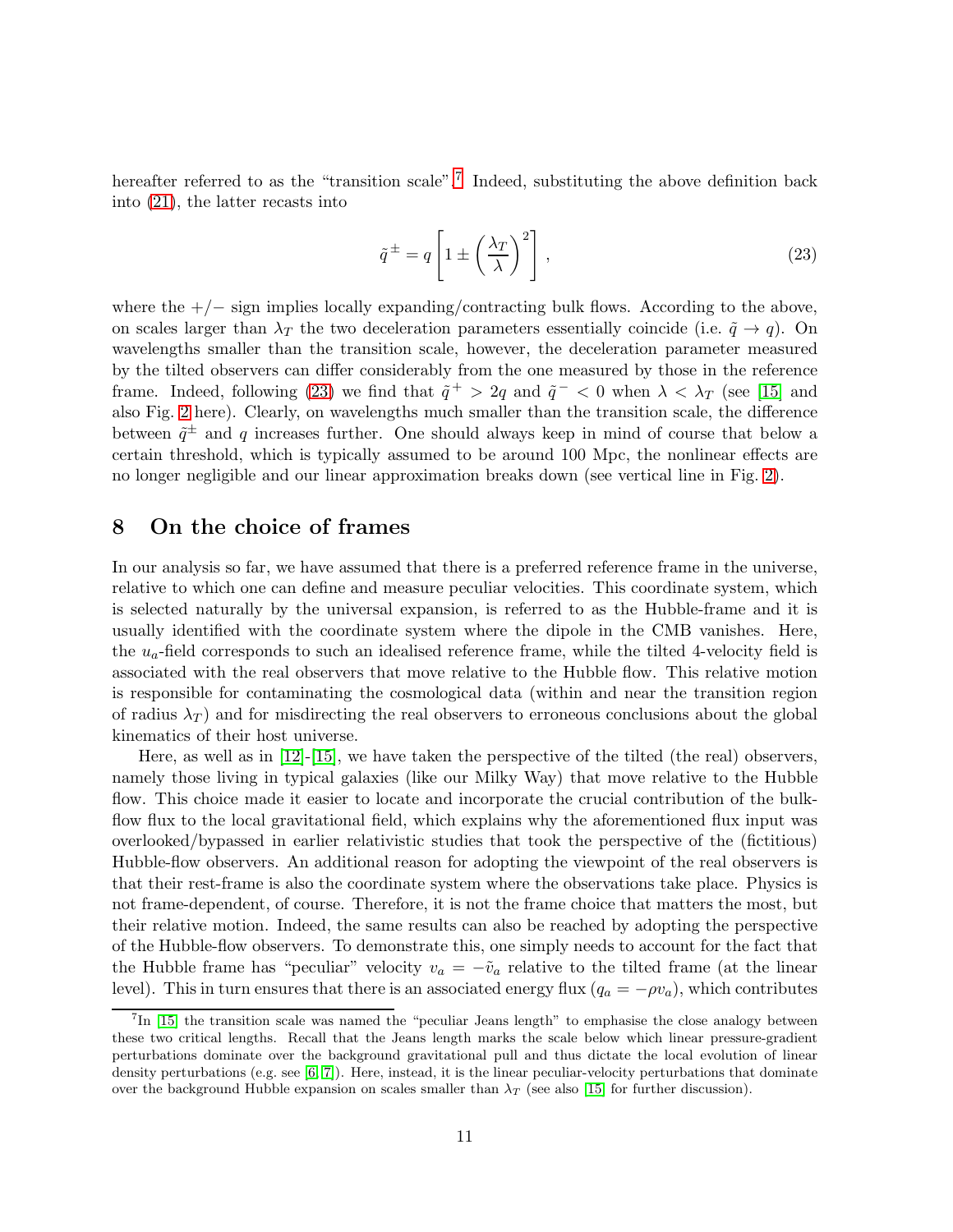hereafter referred to as the "transition scale".[7] Indeed, substituting the above definition back into (21), the latter recasts into

$$\tilde{q}^{\,\pm} = q\left[1 \pm \left(\frac{\lambda_T}{\lambda}\right)^2\right], \tag{23}$$

where the $+/-$ sign implies locally expanding/contracting bulk flows. According to the above, on scales larger than $\lambda_T$ the two deceleration parameters essentially coincide (i.e. $\tilde{q} \to q$). On wavelengths smaller than the transition scale, however, the deceleration parameter measured by the tilted observers can differ considerably from the one measured by those in the reference frame. Indeed, following (23) we find that $\tilde{q}^{\,+} > 2q$ and $\tilde{q}^{\,-} < 0$ when $\lambda < \lambda_T$ (see [15] and also Fig. 2 here). Clearly, on wavelengths much smaller than the transition scale, the difference between $\tilde{q}^{\pm}$ and $q$ increases further. One should always keep in mind of course that below a certain threshold, which is typically assumed to be around 100 Mpc, the nonlinear effects are no longer negligible and our linear approximation breaks down (see vertical line in Fig. 2).

## 8 On the choice of frames

In our analysis so far, we have assumed that there is a preferred reference frame in the universe, relative to which one can define and measure peculiar velocities. This coordinate system, which is selected naturally by the universal expansion, is referred to as the Hubble-frame and it is usually identified with the coordinate system where the dipole in the CMB vanishes. Here, the $u_a$-field corresponds to such an idealised reference frame, while the tilted 4-velocity field is associated with the real observers that move relative to the Hubble flow. This relative motion is responsible for contaminating the cosmological data (within and near the transition region of radius $\lambda_T$) and for misdirecting the real observers to erroneous conclusions about the global kinematics of their host universe.

Here, as well as in [12]-[15], we have taken the perspective of the tilted (the real) observers, namely those living in typical galaxies (like our Milky Way) that move relative to the Hubble flow. This choice made it easier to locate and incorporate the crucial contribution of the bulk-flow flux to the local gravitational field, which explains why the aforementioned flux input was overlooked/bypassed in earlier relativistic studies that took the perspective of the (fictitious) Hubble-flow observers. An additional reason for adopting the viewpoint of the real observers is that their rest-frame is also the coordinate system where the observations take place. Physics is not frame-dependent, of course. Therefore, it is not the frame choice that matters the most, but their relative motion. Indeed, the same results can also be reached by adopting the perspective of the Hubble-flow observers. To demonstrate this, one simply needs to account for the fact that the Hubble frame has "peculiar" velocity $v_a = -\tilde{v}_a$ relative to the tilted frame (at the linear level). This in turn ensures that there is an associated energy flux ($q_a = -\rho v_a$), which contributes

[7] In [15] the transition scale was named the "peculiar Jeans length" to emphasise the close analogy between these two critical lengths. Recall that the Jeans length marks the scale below which linear pressure-gradient perturbations dominate over the background gravitational pull and thus dictate the local evolution of linear density perturbations (e.g. see [6, 7]). Here, instead, it is the linear peculiar-velocity perturbations that dominate over the background Hubble expansion on scales smaller than $\lambda_T$ (see also [15] for further discussion).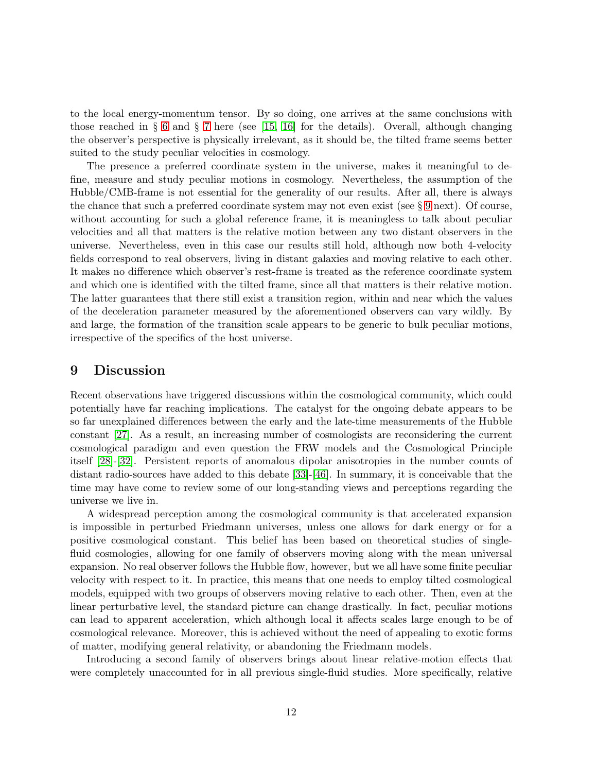to the local energy-momentum tensor. By so doing, one arrives at the same conclusions with those reached in § 6 and § 7 here (see [15, 16] for the details). Overall, although changing the observer's perspective is physically irrelevant, as it should be, the tilted frame seems better suited to the study peculiar velocities in cosmology.

The presence a preferred coordinate system in the universe, makes it meaningful to define, measure and study peculiar motions in cosmology. Nevertheless, the assumption of the Hubble/CMB-frame is not essential for the generality of our results. After all, there is always the chance that such a preferred coordinate system may not even exist (see § 9 next). Of course, without accounting for such a global reference frame, it is meaningless to talk about peculiar velocities and all that matters is the relative motion between any two distant observers in the universe. Nevertheless, even in this case our results still hold, although now both 4-velocity fields correspond to real observers, living in distant galaxies and moving relative to each other. It makes no difference which observer's rest-frame is treated as the reference coordinate system and which one is identified with the tilted frame, since all that matters is their relative motion. The latter guarantees that there still exist a transition region, within and near which the values of the deceleration parameter measured by the aforementioned observers can vary wildly. By and large, the formation of the transition scale appears to be generic to bulk peculiar motions, irrespective of the specifics of the host universe.

# 9 Discussion

Recent observations have triggered discussions within the cosmological community, which could potentially have far reaching implications. The catalyst for the ongoing debate appears to be so far unexplained differences between the early and the late-time measurements of the Hubble constant [27]. As a result, an increasing number of cosmologists are reconsidering the current cosmological paradigm and even question the FRW models and the Cosmological Principle itself [28]-[32]. Persistent reports of anomalous dipolar anisotropies in the number counts of distant radio-sources have added to this debate [33]-[46]. In summary, it is conceivable that the time may have come to review some of our long-standing views and perceptions regarding the universe we live in.

A widespread perception among the cosmological community is that accelerated expansion is impossible in perturbed Friedmann universes, unless one allows for dark energy or for a positive cosmological constant. This belief has been based on theoretical studies of single-fluid cosmologies, allowing for one family of observers moving along with the mean universal expansion. No real observer follows the Hubble flow, however, but we all have some finite peculiar velocity with respect to it. In practice, this means that one needs to employ tilted cosmological models, equipped with two groups of observers moving relative to each other. Then, even at the linear perturbative level, the standard picture can change drastically. In fact, peculiar motions can lead to apparent acceleration, which although local it affects scales large enough to be of cosmological relevance. Moreover, this is achieved without the need of appealing to exotic forms of matter, modifying general relativity, or abandoning the Friedmann models.

Introducing a second family of observers brings about linear relative-motion effects that were completely unaccounted for in all previous single-fluid studies. More specifically, relative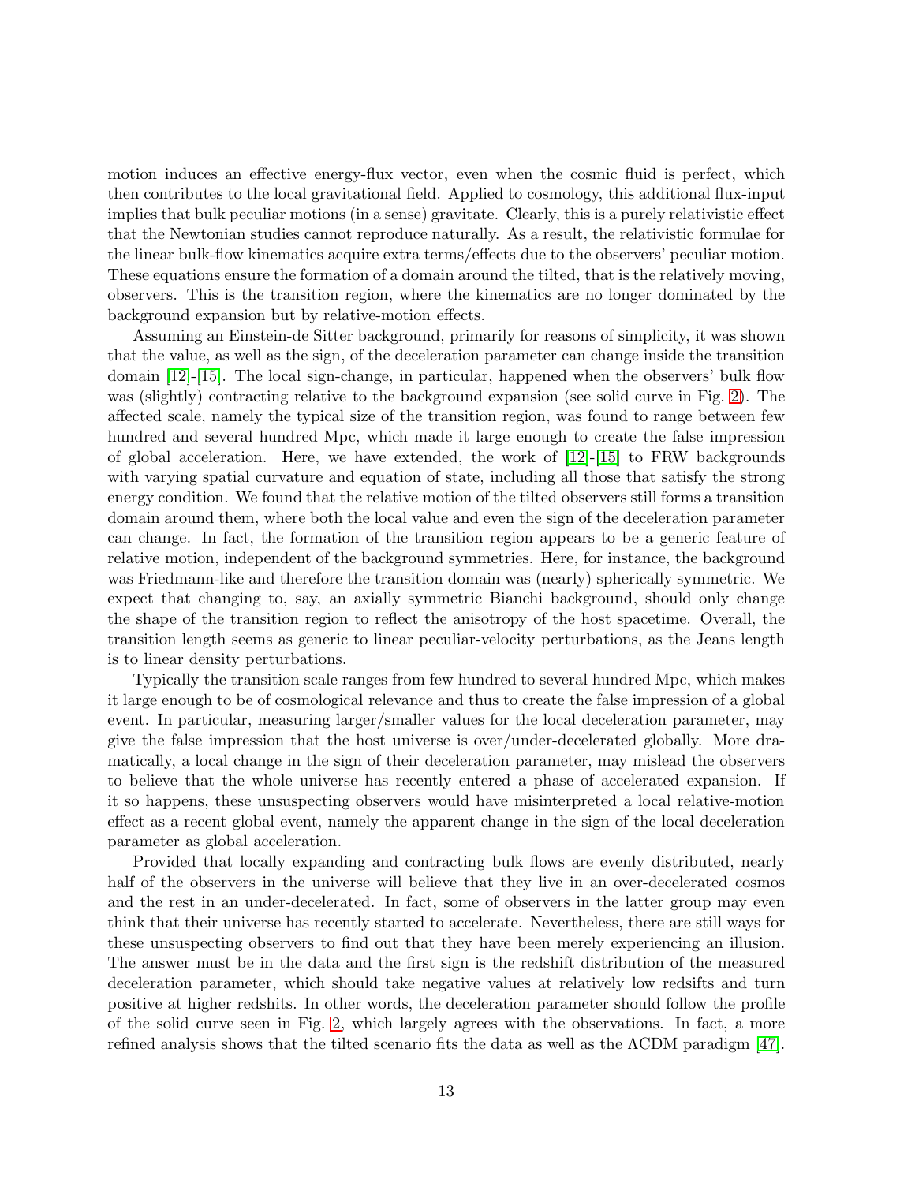motion induces an effective energy-flux vector, even when the cosmic fluid is perfect, which then contributes to the local gravitational field. Applied to cosmology, this additional flux-input implies that bulk peculiar motions (in a sense) gravitate. Clearly, this is a purely relativistic effect that the Newtonian studies cannot reproduce naturally. As a result, the relativistic formulae for the linear bulk-flow kinematics acquire extra terms/effects due to the observers' peculiar motion. These equations ensure the formation of a domain around the tilted, that is the relatively moving, observers. This is the transition region, where the kinematics are no longer dominated by the background expansion but by relative-motion effects.

Assuming an Einstein-de Sitter background, primarily for reasons of simplicity, it was shown that the value, as well as the sign, of the deceleration parameter can change inside the transition domain [12]-[15]. The local sign-change, in particular, happened when the observers' bulk flow was (slightly) contracting relative to the background expansion (see solid curve in Fig. 2). The affected scale, namely the typical size of the transition region, was found to range between few hundred and several hundred Mpc, which made it large enough to create the false impression of global acceleration. Here, we have extended, the work of [12]-[15] to FRW backgrounds with varying spatial curvature and equation of state, including all those that satisfy the strong energy condition. We found that the relative motion of the tilted observers still forms a transition domain around them, where both the local value and even the sign of the deceleration parameter can change. In fact, the formation of the transition region appears to be a generic feature of relative motion, independent of the background symmetries. Here, for instance, the background was Friedmann-like and therefore the transition domain was (nearly) spherically symmetric. We expect that changing to, say, an axially symmetric Bianchi background, should only change the shape of the transition region to reflect the anisotropy of the host spacetime. Overall, the transition length seems as generic to linear peculiar-velocity perturbations, as the Jeans length is to linear density perturbations.

Typically the transition scale ranges from few hundred to several hundred Mpc, which makes it large enough to be of cosmological relevance and thus to create the false impression of a global event. In particular, measuring larger/smaller values for the local deceleration parameter, may give the false impression that the host universe is over/under-decelerated globally. More dramatically, a local change in the sign of their deceleration parameter, may mislead the observers to believe that the whole universe has recently entered a phase of accelerated expansion. If it so happens, these unsuspecting observers would have misinterpreted a local relative-motion effect as a recent global event, namely the apparent change in the sign of the local deceleration parameter as global acceleration.

Provided that locally expanding and contracting bulk flows are evenly distributed, nearly half of the observers in the universe will believe that they live in an over-decelerated cosmos and the rest in an under-decelerated. In fact, some of observers in the latter group may even think that their universe has recently started to accelerate. Nevertheless, there are still ways for these unsuspecting observers to find out that they have been merely experiencing an illusion. The answer must be in the data and the first sign is the redshift distribution of the measured deceleration parameter, which should take negative values at relatively low redsifts and turn positive at higher redshits. In other words, the deceleration parameter should follow the profile of the solid curve seen in Fig. 2, which largely agrees with the observations. In fact, a more refined analysis shows that the tilted scenario fits the data as well as the $\Lambda$CDM paradigm [47].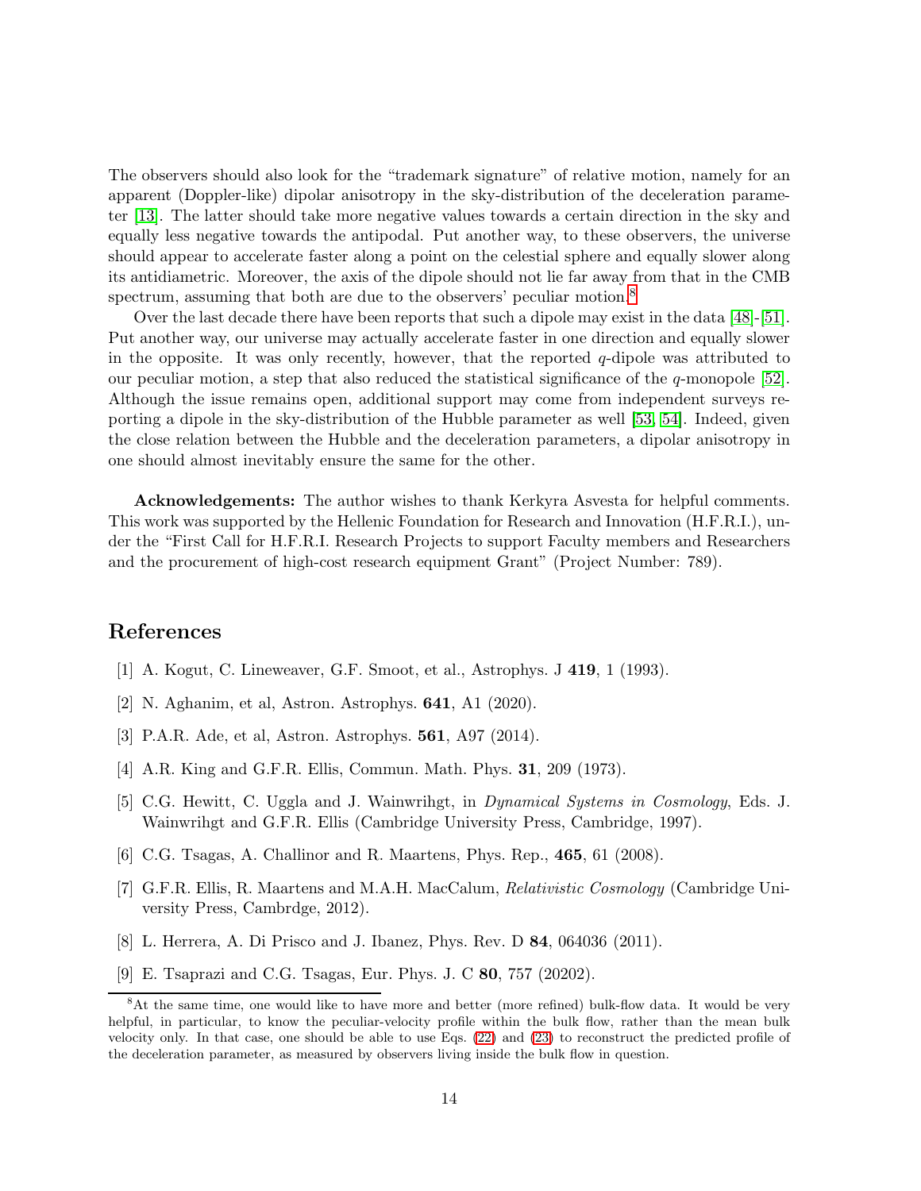The observers should also look for the "trademark signature" of relative motion, namely for an apparent (Doppler-like) dipolar anisotropy in the sky-distribution of the deceleration parameter [13]. The latter should take more negative values towards a certain direction in the sky and equally less negative towards the antipodal. Put another way, to these observers, the universe should appear to accelerate faster along a point on the celestial sphere and equally slower along its antidiametric. Moreover, the axis of the dipole should not lie far away from that in the CMB spectrum, assuming that both are due to the observers' peculiar motion.[8]

Over the last decade there have been reports that such a dipole may exist in the data [48]-[51]. Put another way, our universe may actually accelerate faster in one direction and equally slower in the opposite. It was only recently, however, that the reported $q$-dipole was attributed to our peculiar motion, a step that also reduced the statistical significance of the $q$-monopole [52]. Although the issue remains open, additional support may come from independent surveys reporting a dipole in the sky-distribution of the Hubble parameter as well [53, 54]. Indeed, given the close relation between the Hubble and the deceleration parameters, a dipolar anisotropy in one should almost inevitably ensure the same for the other.

**Acknowledgements:** The author wishes to thank Kerkyra Asvesta for helpful comments. This work was supported by the Hellenic Foundation for Research and Innovation (H.F.R.I.), under the "First Call for H.F.R.I. Research Projects to support Faculty members and Researchers and the procurement of high-cost research equipment Grant" (Project Number: 789).

## References

[1] A. Kogut, C. Lineweaver, G.F. Smoot, et al., Astrophys. J **419**, 1 (1993).

[2] N. Aghanim, et al, Astron. Astrophys. **641**, A1 (2020).

[3] P.A.R. Ade, et al, Astron. Astrophys. **561**, A97 (2014).

[4] A.R. King and G.F.R. Ellis, Commun. Math. Phys. **31**, 209 (1973).

[5] C.G. Hewitt, C. Uggla and J. Wainwrihgt, in *Dynamical Systems in Cosmology*, Eds. J. Wainwrihgt and G.F.R. Ellis (Cambridge University Press, Cambridge, 1997).

[6] C.G. Tsagas, A. Challinor and R. Maartens, Phys. Rep., **465**, 61 (2008).

[7] G.F.R. Ellis, R. Maartens and M.A.H. MacCalum, *Relativistic Cosmology* (Cambridge University Press, Cambrdge, 2012).

[8] L. Herrera, A. Di Prisco and J. Ibanez, Phys. Rev. D **84**, 064036 (2011).

[9] E. Tsaprazi and C.G. Tsagas, Eur. Phys. J. C **80**, 757 (20202).

[8] At the same time, one would like to have more and better (more refined) bulk-flow data. It would be very helpful, in particular, to know the peculiar-velocity profile within the bulk flow, rather than the mean bulk velocity only. In that case, one should be able to use Eqs. (22) and (23) to reconstruct the predicted profile of the deceleration parameter, as measured by observers living inside the bulk flow in question.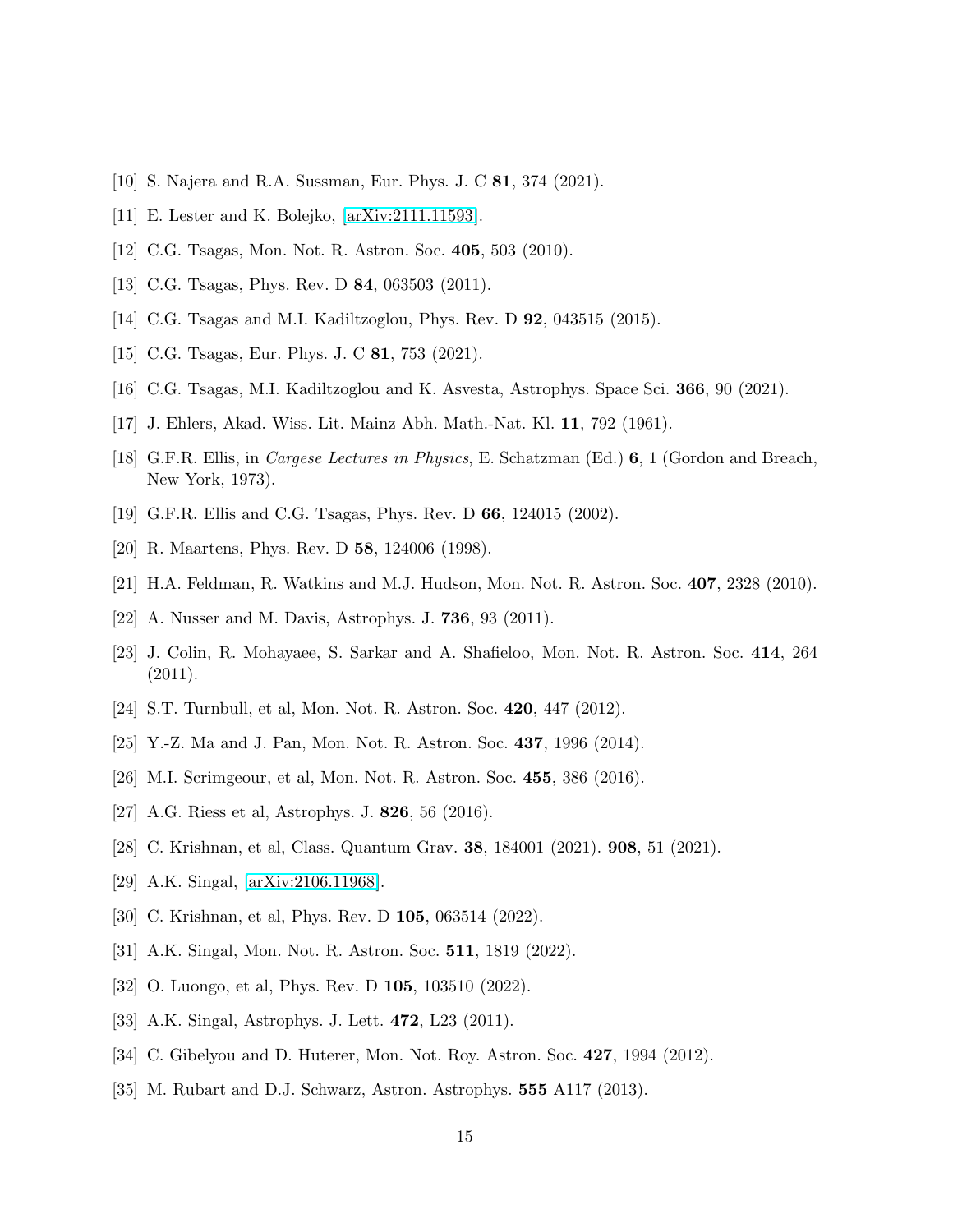[10] S. Najera and R.A. Sussman, Eur. Phys. J. C **81**, 374 (2021).

[11] E. Lester and K. Bolejko, [arXiv:2111.11593].

[12] C.G. Tsagas, Mon. Not. R. Astron. Soc. **405**, 503 (2010).

[13] C.G. Tsagas, Phys. Rev. D **84**, 063503 (2011).

[14] C.G. Tsagas and M.I. Kadiltzoglou, Phys. Rev. D **92**, 043515 (2015).

[15] C.G. Tsagas, Eur. Phys. J. C **81**, 753 (2021).

[16] C.G. Tsagas, M.I. Kadiltzoglou and K. Asvesta, Astrophys. Space Sci. **366**, 90 (2021).

[17] J. Ehlers, Akad. Wiss. Lit. Mainz Abh. Math.-Nat. Kl. **11**, 792 (1961).

[18] G.F.R. Ellis, in *Cargese Lectures in Physics*, E. Schatzman (Ed.) **6**, 1 (Gordon and Breach, New York, 1973).

[19] G.F.R. Ellis and C.G. Tsagas, Phys. Rev. D **66**, 124015 (2002).

[20] R. Maartens, Phys. Rev. D **58**, 124006 (1998).

[21] H.A. Feldman, R. Watkins and M.J. Hudson, Mon. Not. R. Astron. Soc. **407**, 2328 (2010).

[22] A. Nusser and M. Davis, Astrophys. J. **736**, 93 (2011).

[23] J. Colin, R. Mohayaee, S. Sarkar and A. Shafieloo, Mon. Not. R. Astron. Soc. **414**, 264 (2011).

[24] S.T. Turnbull, et al, Mon. Not. R. Astron. Soc. **420**, 447 (2012).

[25] Y.-Z. Ma and J. Pan, Mon. Not. R. Astron. Soc. **437**, 1996 (2014).

[26] M.I. Scrimgeour, et al, Mon. Not. R. Astron. Soc. **455**, 386 (2016).

[27] A.G. Riess et al, Astrophys. J. **826**, 56 (2016).

[28] C. Krishnan, et al, Class. Quantum Grav. **38**, 184001 (2021). **908**, 51 (2021).

[29] A.K. Singal, [arXiv:2106.11968].

[30] C. Krishnan, et al, Phys. Rev. D **105**, 063514 (2022).

[31] A.K. Singal, Mon. Not. R. Astron. Soc. **511**, 1819 (2022).

[32] O. Luongo, et al, Phys. Rev. D **105**, 103510 (2022).

[33] A.K. Singal, Astrophys. J. Lett. **472**, L23 (2011).

[34] C. Gibelyou and D. Huterer, Mon. Not. Roy. Astron. Soc. **427**, 1994 (2012).

[35] M. Rubart and D.J. Schwarz, Astron. Astrophys. **555** A117 (2013).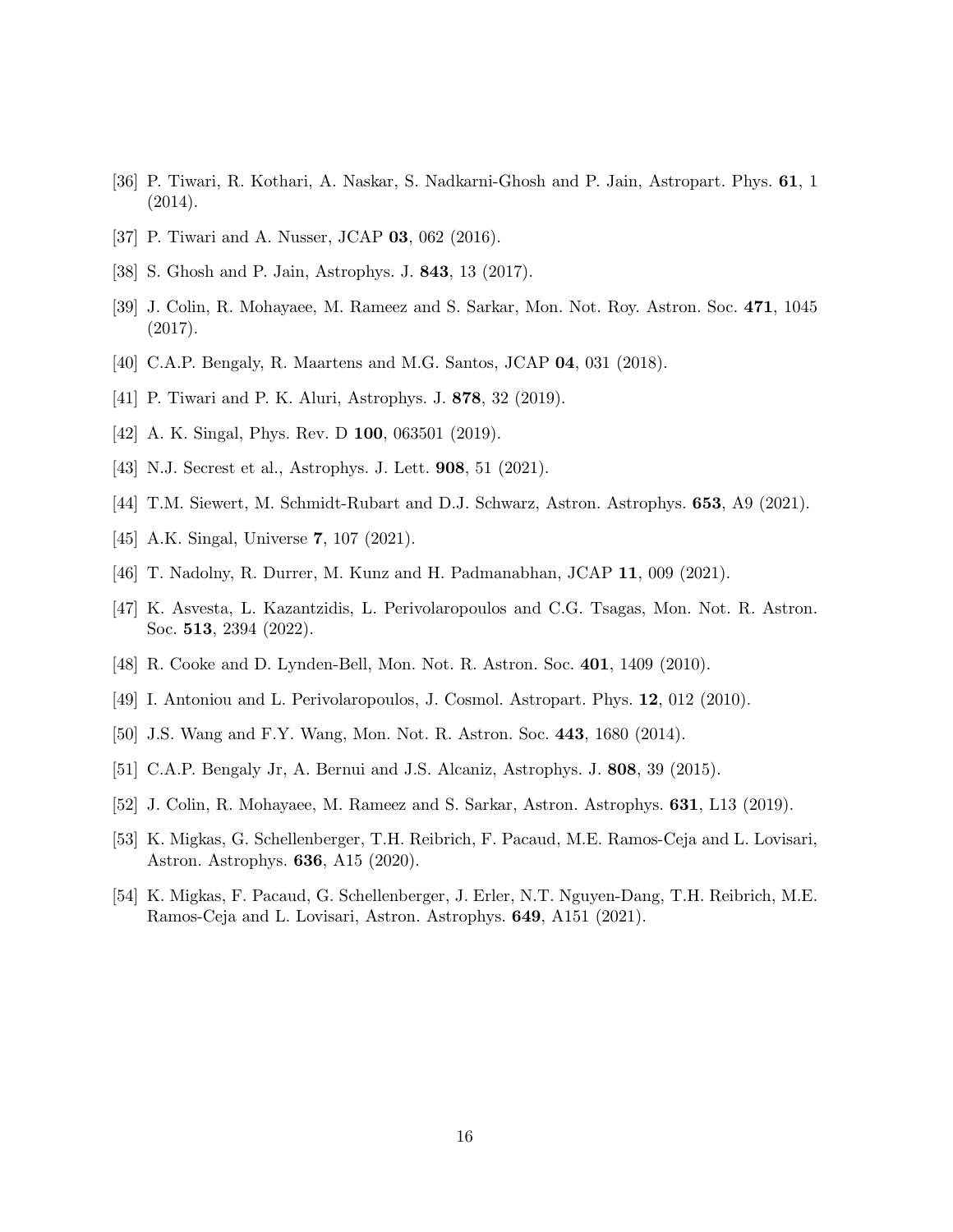[36] P. Tiwari, R. Kothari, A. Naskar, S. Nadkarni-Ghosh and P. Jain, Astropart. Phys. **61**, 1 (2014).

[37] P. Tiwari and A. Nusser, JCAP **03**, 062 (2016).

[38] S. Ghosh and P. Jain, Astrophys. J. **843**, 13 (2017).

[39] J. Colin, R. Mohayaee, M. Rameez and S. Sarkar, Mon. Not. Roy. Astron. Soc. **471**, 1045 (2017).

[40] C.A.P. Bengaly, R. Maartens and M.G. Santos, JCAP **04**, 031 (2018).

[41] P. Tiwari and P. K. Aluri, Astrophys. J. **878**, 32 (2019).

[42] A. K. Singal, Phys. Rev. D **100**, 063501 (2019).

[43] N.J. Secrest et al., Astrophys. J. Lett. **908**, 51 (2021).

[44] T.M. Siewert, M. Schmidt-Rubart and D.J. Schwarz, Astron. Astrophys. **653**, A9 (2021).

[45] A.K. Singal, Universe **7**, 107 (2021).

[46] T. Nadolny, R. Durrer, M. Kunz and H. Padmanabhan, JCAP **11**, 009 (2021).

[47] K. Asvesta, L. Kazantzidis, L. Perivolaropoulos and C.G. Tsagas, Mon. Not. R. Astron. Soc. **513**, 2394 (2022).

[48] R. Cooke and D. Lynden-Bell, Mon. Not. R. Astron. Soc. **401**, 1409 (2010).

[49] I. Antoniou and L. Perivolaropoulos, J. Cosmol. Astropart. Phys. **12**, 012 (2010).

[50] J.S. Wang and F.Y. Wang, Mon. Not. R. Astron. Soc. **443**, 1680 (2014).

[51] C.A.P. Bengaly Jr, A. Bernui and J.S. Alcaniz, Astrophys. J. **808**, 39 (2015).

[52] J. Colin, R. Mohayaee, M. Rameez and S. Sarkar, Astron. Astrophys. **631**, L13 (2019).

[53] K. Migkas, G. Schellenberger, T.H. Reibrich, F. Pacaud, M.E. Ramos-Ceja and L. Lovisari, Astron. Astrophys. **636**, A15 (2020).

[54] K. Migkas, F. Pacaud, G. Schellenberger, J. Erler, N.T. Nguyen-Dang, T.H. Reibrich, M.E. Ramos-Ceja and L. Lovisari, Astron. Astrophys. **649**, A151 (2021).